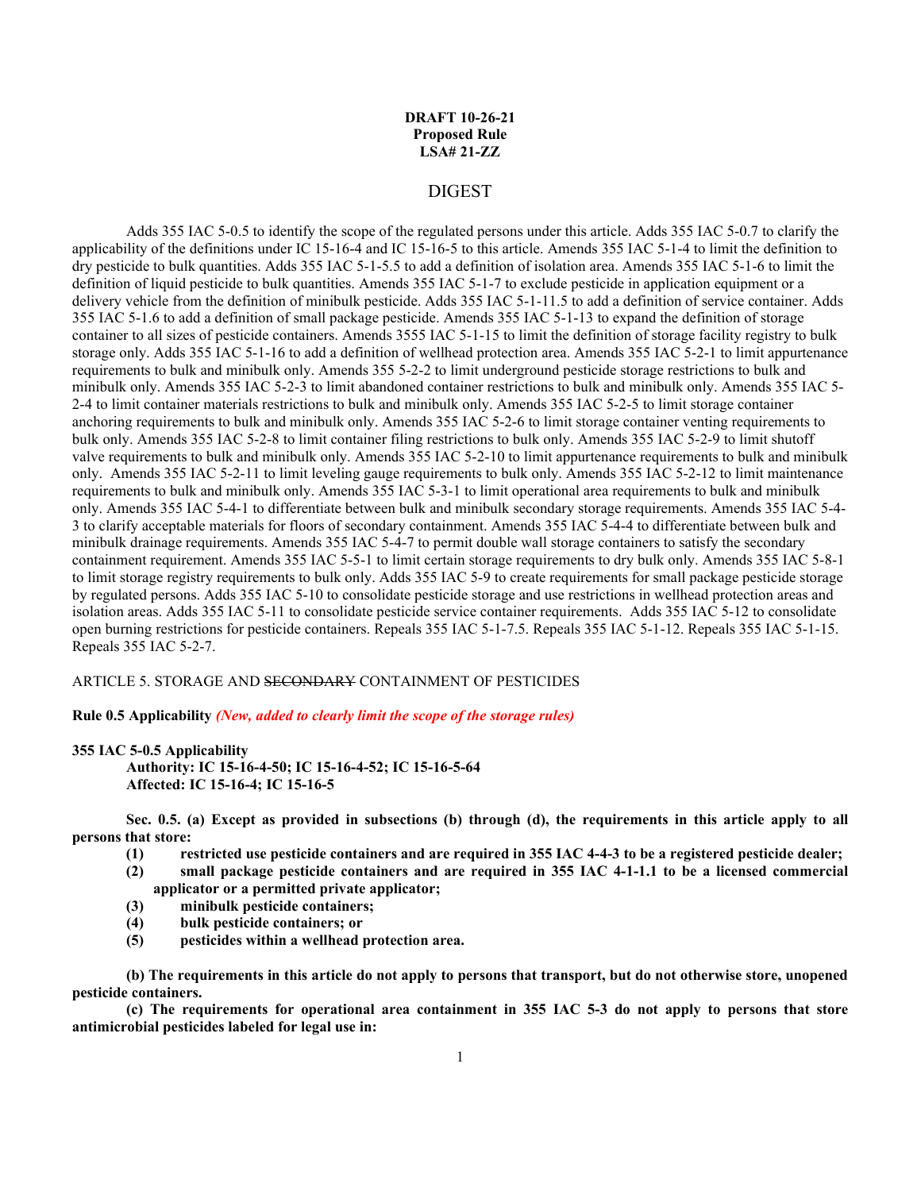**DRAFT 10-26-21**
**Proposed Rule**
**LSA# 21-ZZ**

# DIGEST

Adds 355 IAC 5-0.5 to identify the scope of the regulated persons under this article. Adds 355 IAC 5-0.7 to clarify the applicability of the definitions under IC 15-16-4 and IC 15-16-5 to this article. Amends 355 IAC 5-1-4 to limit the definition to dry pesticide to bulk quantities. Adds 355 IAC 5-1-5.5 to add a definition of isolation area. Amends 355 IAC 5-1-6 to limit the definition of liquid pesticide to bulk quantities. Amends 355 IAC 5-1-7 to exclude pesticide in application equipment or a delivery vehicle from the definition of minibulk pesticide. Adds 355 IAC 5-1-11.5 to add a definition of service container. Adds 355 IAC 5-1.6 to add a definition of small package pesticide. Amends 355 IAC 5-1-13 to expand the definition of storage container to all sizes of pesticide containers. Amends 3555 IAC 5-1-15 to limit the definition of storage facility registry to bulk storage only. Adds 355 IAC 5-1-16 to add a definition of wellhead protection area. Amends 355 IAC 5-2-1 to limit appurtenance requirements to bulk and minibulk only. Amends 355 5-2-2 to limit underground pesticide storage restrictions to bulk and minibulk only. Amends 355 IAC 5-2-3 to limit abandoned container restrictions to bulk and minibulk only. Amends 355 IAC 5-2-4 to limit container materials restrictions to bulk and minibulk only. Amends 355 IAC 5-2-5 to limit storage container anchoring requirements to bulk and minibulk only. Amends 355 IAC 5-2-6 to limit storage container venting requirements to bulk only. Amends 355 IAC 5-2-8 to limit container filing restrictions to bulk only. Amends 355 IAC 5-2-9 to limit shutoff valve requirements to bulk and minibulk only. Amends 355 IAC 5-2-10 to limit appurtenance requirements to bulk and minibulk only. Amends 355 IAC 5-2-11 to limit leveling gauge requirements to bulk only. Amends 355 IAC 5-2-12 to limit maintenance requirements to bulk and minibulk only. Amends 355 IAC 5-3-1 to limit operational area requirements to bulk and minibulk only. Amends 355 IAC 5-4-1 to differentiate between bulk and minibulk secondary storage requirements. Amends 355 IAC 5-4-3 to clarify acceptable materials for floors of secondary containment. Amends 355 IAC 5-4-4 to differentiate between bulk and minibulk drainage requirements. Amends 355 IAC 5-4-7 to permit double wall storage containers to satisfy the secondary containment requirement. Amends 355 IAC 5-5-1 to limit certain storage requirements to dry bulk only. Amends 355 IAC 5-8-1 to limit storage registry requirements to bulk only. Adds 355 IAC 5-9 to create requirements for small package pesticide storage by regulated persons. Adds 355 IAC 5-10 to consolidate pesticide storage and use restrictions in wellhead protection areas and isolation areas. Adds 355 IAC 5-11 to consolidate pesticide service container requirements. Adds 355 IAC 5-12 to consolidate open burning restrictions for pesticide containers. Repeals 355 IAC 5-1-7.5. Repeals 355 IAC 5-1-12. Repeals 355 IAC 5-1-15. Repeals 355 IAC 5-2-7.

ARTICLE 5. STORAGE AND ~~SECONDARY~~ CONTAINMENT OF PESTICIDES

**Rule 0.5 Applicability** ***(New, added to clearly limit the scope of the storage rules)***

**355 IAC 5-0.5 Applicability**
**Authority: IC 15-16-4-50; IC 15-16-4-52; IC 15-16-5-64**
**Affected: IC 15-16-4; IC 15-16-5**

**Sec. 0.5. (a) Except as provided in subsections (b) through (d), the requirements in this article apply to all persons that store:**

**(1) restricted use pesticide containers and are required in 355 IAC 4-4-3 to be a registered pesticide dealer;**
**(2) small package pesticide containers and are required in 355 IAC 4-1-1.1 to be a licensed commercial applicator or a permitted private applicator;**
**(3) minibulk pesticide containers;**
**(4) bulk pesticide containers; or**
**(5) pesticides within a wellhead protection area.**

**(b) The requirements in this article do not apply to persons that transport, but do not otherwise store, unopened pesticide containers.**

**(c) The requirements for operational area containment in 355 IAC 5-3 do not apply to persons that store antimicrobial pesticides labeled for legal use in:**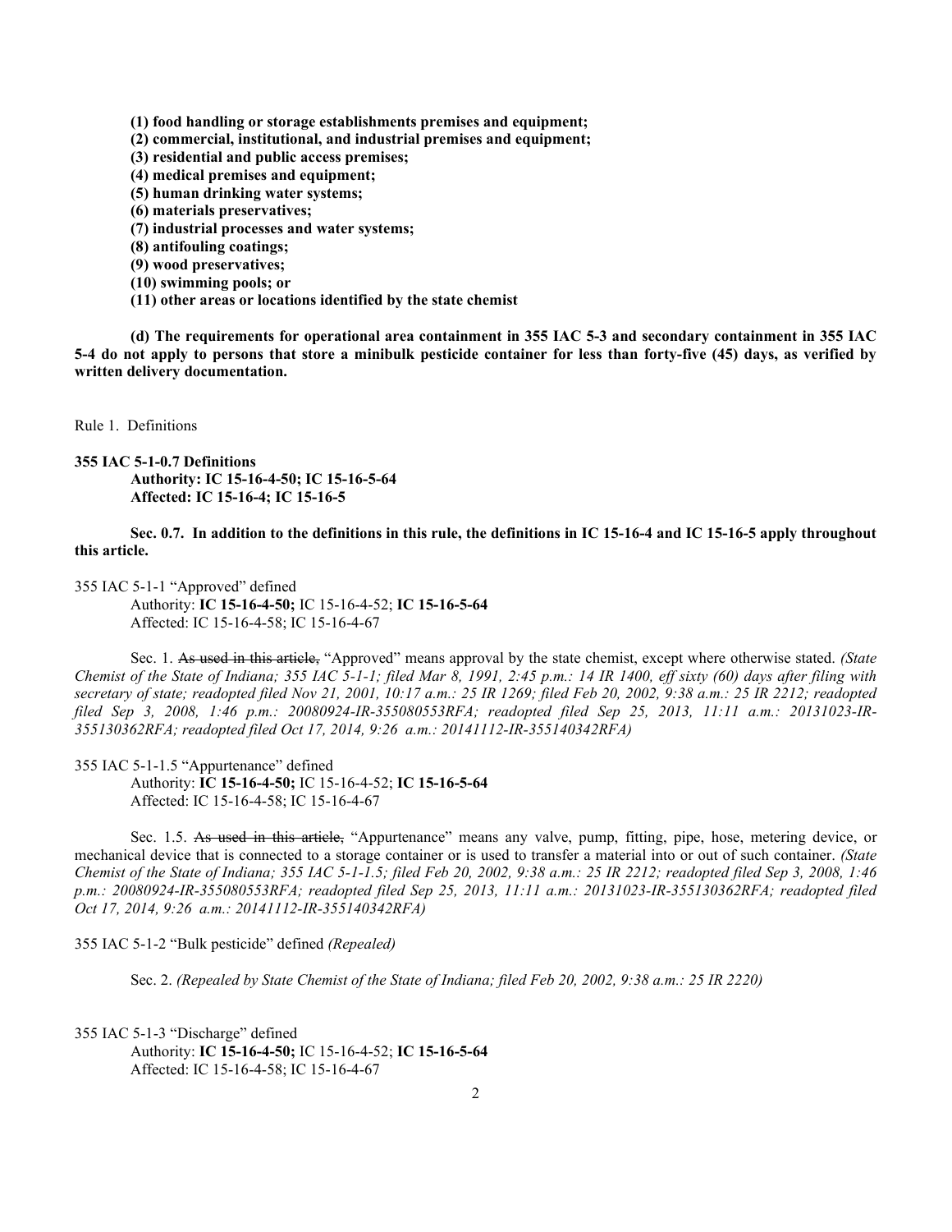**(1) food handling or storage establishments premises and equipment;**
**(2) commercial, institutional, and industrial premises and equipment;**
**(3) residential and public access premises;**
**(4) medical premises and equipment;**
**(5) human drinking water systems;**
**(6) materials preservatives;**
**(7) industrial processes and water systems;**
**(8) antifouling coatings;**
**(9) wood preservatives;**
**(10) swimming pools; or**
**(11) other areas or locations identified by the state chemist**

**(d) The requirements for operational area containment in 355 IAC 5-3 and secondary containment in 355 IAC 5-4 do not apply to persons that store a minibulk pesticide container for less than forty-five (45) days, as verified by written delivery documentation.**

Rule 1. Definitions

**355 IAC 5-1-0.7 Definitions**
**Authority: IC 15-16-4-50; IC 15-16-5-64**
**Affected: IC 15-16-4; IC 15-16-5**

**Sec. 0.7. In addition to the definitions in this rule, the definitions in IC 15-16-4 and IC 15-16-5 apply throughout this article.**

355 IAC 5-1-1 "Approved" defined
Authority: **IC 15-16-4-50;** IC 15-16-4-52; **IC 15-16-5-64**
Affected: IC 15-16-4-58; IC 15-16-4-67

Sec. 1. ~~As used in this article,~~ "Approved" means approval by the state chemist, except where otherwise stated. *(State Chemist of the State of Indiana; 355 IAC 5-1-1; filed Mar 8, 1991, 2:45 p.m.: 14 IR 1400, eff sixty (60) days after filing with secretary of state; readopted filed Nov 21, 2001, 10:17 a.m.: 25 IR 1269; filed Feb 20, 2002, 9:38 a.m.: 25 IR 2212; readopted filed Sep 3, 2008, 1:46 p.m.: 20080924-IR-355080553RFA; readopted filed Sep 25, 2013, 11:11 a.m.: 20131023-IR-355130362RFA; readopted filed Oct 17, 2014, 9:26 a.m.: 20141112-IR-355140342RFA)*

355 IAC 5-1-1.5 "Appurtenance" defined
Authority: **IC 15-16-4-50;** IC 15-16-4-52; **IC 15-16-5-64**
Affected: IC 15-16-4-58; IC 15-16-4-67

Sec. 1.5. ~~As used in this article,~~ "Appurtenance" means any valve, pump, fitting, pipe, hose, metering device, or mechanical device that is connected to a storage container or is used to transfer a material into or out of such container. *(State Chemist of the State of Indiana; 355 IAC 5-1-1.5; filed Feb 20, 2002, 9:38 a.m.: 25 IR 2212; readopted filed Sep 3, 2008, 1:46 p.m.: 20080924-IR-355080553RFA; readopted filed Sep 25, 2013, 11:11 a.m.: 20131023-IR-355130362RFA; readopted filed Oct 17, 2014, 9:26 a.m.: 20141112-IR-355140342RFA)*

355 IAC 5-1-2 "Bulk pesticide" defined *(Repealed)*

Sec. 2. *(Repealed by State Chemist of the State of Indiana; filed Feb 20, 2002, 9:38 a.m.: 25 IR 2220)*

355 IAC 5-1-3 "Discharge" defined
Authority: **IC 15-16-4-50;** IC 15-16-4-52; **IC 15-16-5-64**
Affected: IC 15-16-4-58; IC 15-16-4-67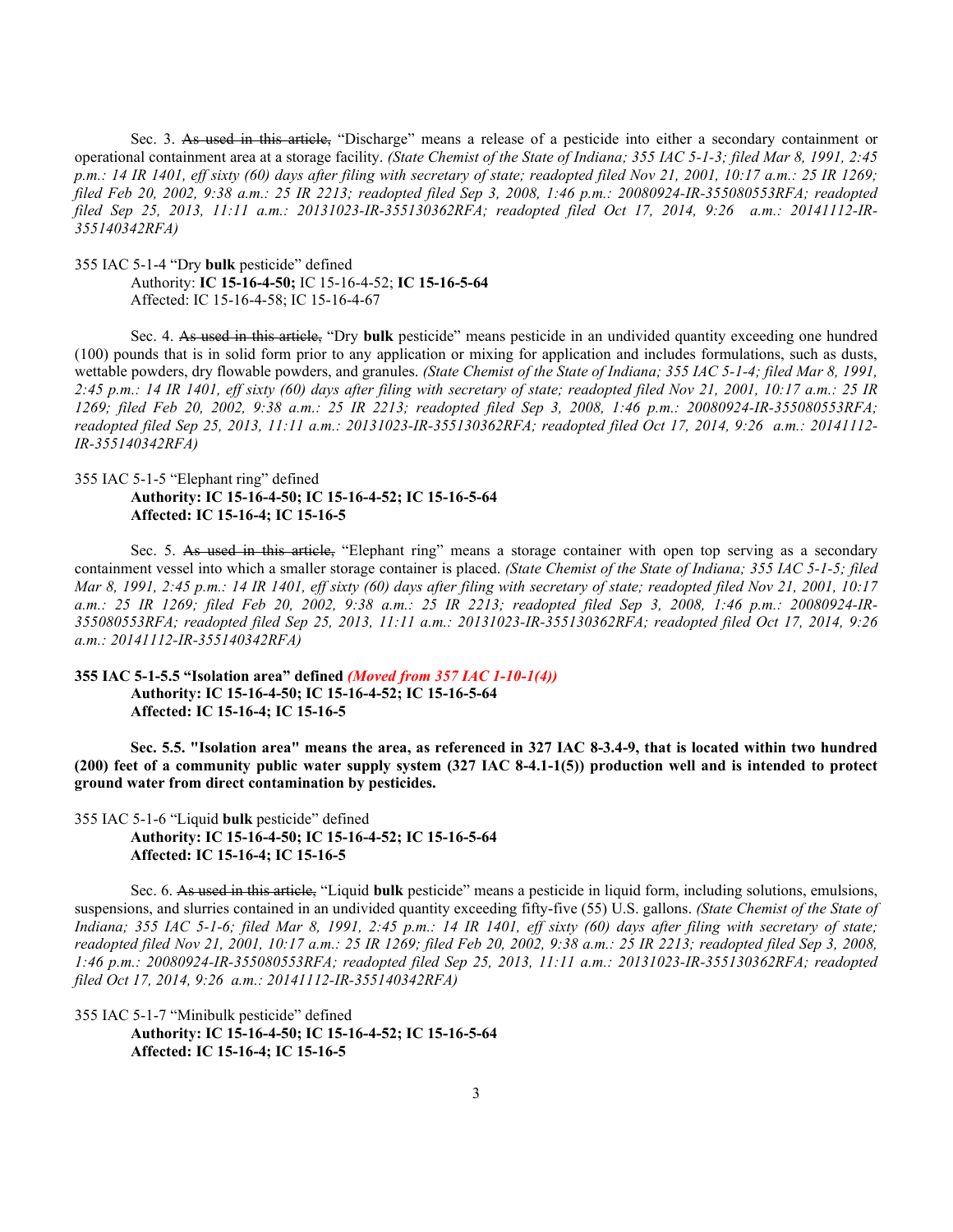Sec. 3. ~~As used in this article,~~ "Discharge" means a release of a pesticide into either a secondary containment or operational containment area at a storage facility. *(State Chemist of the State of Indiana; 355 IAC 5-1-3; filed Mar 8, 1991, 2:45 p.m.: 14 IR 1401, eff sixty (60) days after filing with secretary of state; readopted filed Nov 21, 2001, 10:17 a.m.: 25 IR 1269; filed Feb 20, 2002, 9:38 a.m.: 25 IR 2213; readopted filed Sep 3, 2008, 1:46 p.m.: 20080924-IR-355080553RFA; readopted filed Sep 25, 2013, 11:11 a.m.: 20131023-IR-355130362RFA; readopted filed Oct 17, 2014, 9:26 a.m.: 20141112-IR-355140342RFA)*

355 IAC 5-1-4 "Dry **bulk** pesticide" defined
Authority: **IC 15-16-4-50;** IC 15-16-4-52; **IC 15-16-5-64**
Affected: IC 15-16-4-58; IC 15-16-4-67

Sec. 4. ~~As used in this article,~~ "Dry **bulk** pesticide" means pesticide in an undivided quantity exceeding one hundred (100) pounds that is in solid form prior to any application or mixing for application and includes formulations, such as dusts, wettable powders, dry flowable powders, and granules. *(State Chemist of the State of Indiana; 355 IAC 5-1-4; filed Mar 8, 1991, 2:45 p.m.: 14 IR 1401, eff sixty (60) days after filing with secretary of state; readopted filed Nov 21, 2001, 10:17 a.m.: 25 IR 1269; filed Feb 20, 2002, 9:38 a.m.: 25 IR 2213; readopted filed Sep 3, 2008, 1:46 p.m.: 20080924-IR-355080553RFA; readopted filed Sep 25, 2013, 11:11 a.m.: 20131023-IR-355130362RFA; readopted filed Oct 17, 2014, 9:26 a.m.: 20141112-IR-355140342RFA)*

355 IAC 5-1-5 "Elephant ring" defined
**Authority: IC 15-16-4-50; IC 15-16-4-52; IC 15-16-5-64**
**Affected: IC 15-16-4; IC 15-16-5**

Sec. 5. ~~As used in this article,~~ "Elephant ring" means a storage container with open top serving as a secondary containment vessel into which a smaller storage container is placed. *(State Chemist of the State of Indiana; 355 IAC 5-1-5; filed Mar 8, 1991, 2:45 p.m.: 14 IR 1401, eff sixty (60) days after filing with secretary of state; readopted filed Nov 21, 2001, 10:17 a.m.: 25 IR 1269; filed Feb 20, 2002, 9:38 a.m.: 25 IR 2213; readopted filed Sep 3, 2008, 1:46 p.m.: 20080924-IR-355080553RFA; readopted filed Sep 25, 2013, 11:11 a.m.: 20131023-IR-355130362RFA; readopted filed Oct 17, 2014, 9:26 a.m.: 20141112-IR-355140342RFA)*

**355 IAC 5-1-5.5 "Isolation area" defined** ***(Moved from 357 IAC 1-10-1(4))***
**Authority: IC 15-16-4-50; IC 15-16-4-52; IC 15-16-5-64**
**Affected: IC 15-16-4; IC 15-16-5**

**Sec. 5.5. "Isolation area" means the area, as referenced in 327 IAC 8-3.4-9, that is located within two hundred (200) feet of a community public water supply system (327 IAC 8-4.1-1(5)) production well and is intended to protect ground water from direct contamination by pesticides.**

355 IAC 5-1-6 "Liquid **bulk** pesticide" defined
**Authority: IC 15-16-4-50; IC 15-16-4-52; IC 15-16-5-64**
**Affected: IC 15-16-4; IC 15-16-5**

Sec. 6. ~~As used in this article,~~ "Liquid **bulk** pesticide" means a pesticide in liquid form, including solutions, emulsions, suspensions, and slurries contained in an undivided quantity exceeding fifty-five (55) U.S. gallons. *(State Chemist of the State of Indiana; 355 IAC 5-1-6; filed Mar 8, 1991, 2:45 p.m.: 14 IR 1401, eff sixty (60) days after filing with secretary of state; readopted filed Nov 21, 2001, 10:17 a.m.: 25 IR 1269; filed Feb 20, 2002, 9:38 a.m.: 25 IR 2213; readopted filed Sep 3, 2008, 1:46 p.m.: 20080924-IR-355080553RFA; readopted filed Sep 25, 2013, 11:11 a.m.: 20131023-IR-355130362RFA; readopted filed Oct 17, 2014, 9:26 a.m.: 20141112-IR-355140342RFA)*

355 IAC 5-1-7 "Minibulk pesticide" defined
**Authority: IC 15-16-4-50; IC 15-16-4-52; IC 15-16-5-64**
**Affected: IC 15-16-4; IC 15-16-5**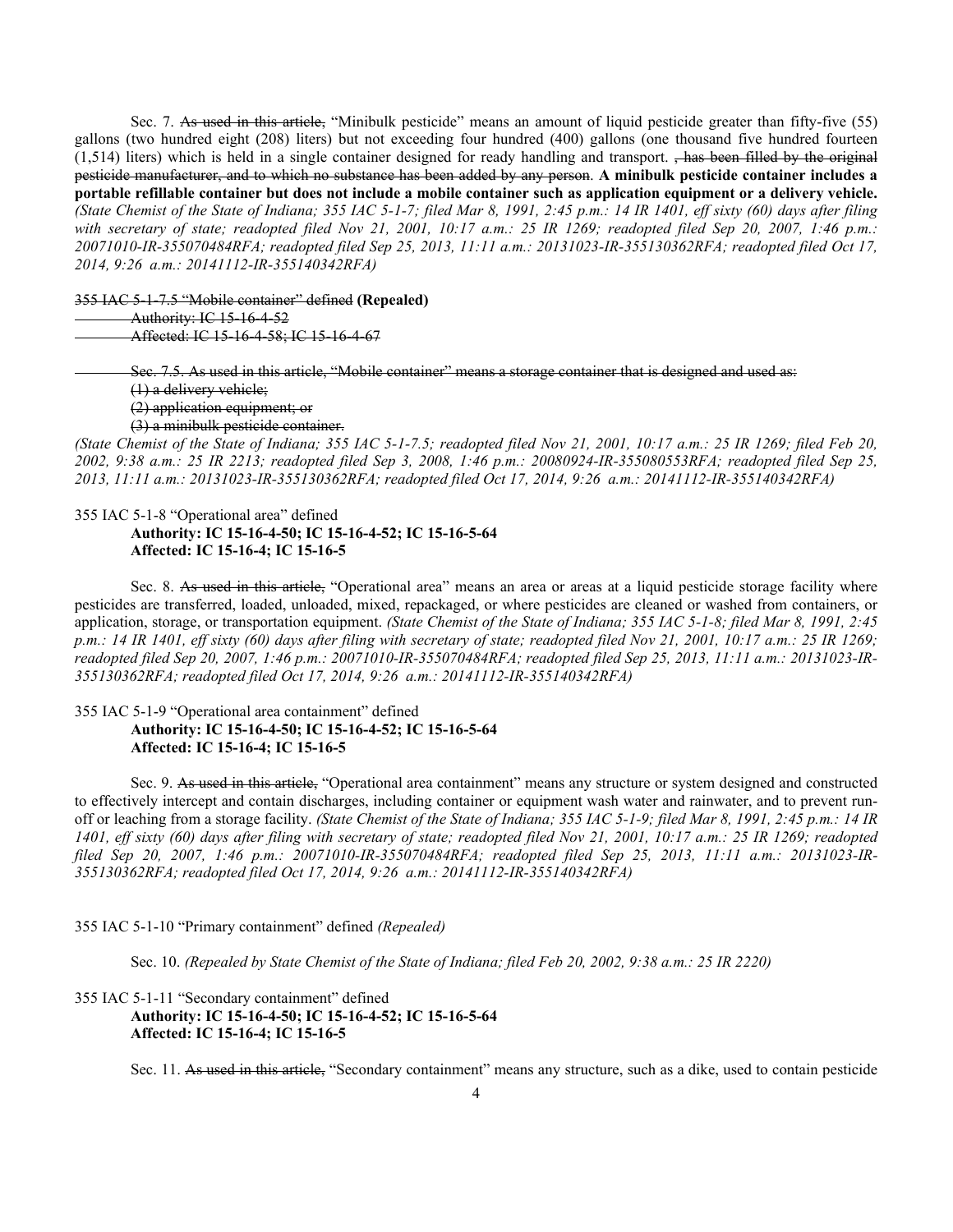Sec. 7. ~~As used in this article,~~ "Minibulk pesticide" means an amount of liquid pesticide greater than fifty-five (55) gallons (two hundred eight (208) liters) but not exceeding four hundred (400) gallons (one thousand five hundred fourteen (1,514) liters) which is held in a single container designed for ready handling and transport. ~~, has been filled by the original pesticide manufacturer, and to which no substance has been added by any person~~. **A minibulk pesticide container includes a portable refillable container but does not include a mobile container such as application equipment or a delivery vehicle.** *(State Chemist of the State of Indiana; 355 IAC 5-1-7; filed Mar 8, 1991, 2:45 p.m.: 14 IR 1401, eff sixty (60) days after filing with secretary of state; readopted filed Nov 21, 2001, 10:17 a.m.: 25 IR 1269; readopted filed Sep 20, 2007, 1:46 p.m.: 20071010-IR-355070484RFA; readopted filed Sep 25, 2013, 11:11 a.m.: 20131023-IR-355130362RFA; readopted filed Oct 17, 2014, 9:26 a.m.: 20141112-IR-355140342RFA)*

~~355 IAC 5-1-7.5 "Mobile container" defined~~ **(Repealed)**

~~Authority: IC 15-16-4-52~~
~~Affected: IC 15-16-4-58; IC 15-16-4-67~~

~~Sec. 7.5. As used in this article, "Mobile container" means a storage container that is designed and used as:~~
~~(1) a delivery vehicle;~~
~~(2) application equipment; or~~
~~(3) a minibulk pesticide container.~~

*(State Chemist of the State of Indiana; 355 IAC 5-1-7.5; readopted filed Nov 21, 2001, 10:17 a.m.: 25 IR 1269; filed Feb 20, 2002, 9:38 a.m.: 25 IR 2213; readopted filed Sep 3, 2008, 1:46 p.m.: 20080924-IR-355080553RFA; readopted filed Sep 25, 2013, 11:11 a.m.: 20131023-IR-355130362RFA; readopted filed Oct 17, 2014, 9:26 a.m.: 20141112-IR-355140342RFA)*

355 IAC 5-1-8 "Operational area" defined

**Authority: IC 15-16-4-50; IC 15-16-4-52; IC 15-16-5-64**
**Affected: IC 15-16-4; IC 15-16-5**

Sec. 8. ~~As used in this article,~~ "Operational area" means an area or areas at a liquid pesticide storage facility where pesticides are transferred, loaded, unloaded, mixed, repackaged, or where pesticides are cleaned or washed from containers, or application, storage, or transportation equipment. *(State Chemist of the State of Indiana; 355 IAC 5-1-8; filed Mar 8, 1991, 2:45 p.m.: 14 IR 1401, eff sixty (60) days after filing with secretary of state; readopted filed Nov 21, 2001, 10:17 a.m.: 25 IR 1269; readopted filed Sep 20, 2007, 1:46 p.m.: 20071010-IR-355070484RFA; readopted filed Sep 25, 2013, 11:11 a.m.: 20131023-IR-355130362RFA; readopted filed Oct 17, 2014, 9:26 a.m.: 20141112-IR-355140342RFA)*

355 IAC 5-1-9 "Operational area containment" defined

**Authority: IC 15-16-4-50; IC 15-16-4-52; IC 15-16-5-64**
**Affected: IC 15-16-4; IC 15-16-5**

Sec. 9. ~~As used in this article,~~ "Operational area containment" means any structure or system designed and constructed to effectively intercept and contain discharges, including container or equipment wash water and rainwater, and to prevent run-off or leaching from a storage facility. *(State Chemist of the State of Indiana; 355 IAC 5-1-9; filed Mar 8, 1991, 2:45 p.m.: 14 IR 1401, eff sixty (60) days after filing with secretary of state; readopted filed Nov 21, 2001, 10:17 a.m.: 25 IR 1269; readopted filed Sep 20, 2007, 1:46 p.m.: 20071010-IR-355070484RFA; readopted filed Sep 25, 2013, 11:11 a.m.: 20131023-IR-355130362RFA; readopted filed Oct 17, 2014, 9:26 a.m.: 20141112-IR-355140342RFA)*

355 IAC 5-1-10 "Primary containment" defined *(Repealed)*

Sec. 10. *(Repealed by State Chemist of the State of Indiana; filed Feb 20, 2002, 9:38 a.m.: 25 IR 2220)*

355 IAC 5-1-11 "Secondary containment" defined

**Authority: IC 15-16-4-50; IC 15-16-4-52; IC 15-16-5-64**
**Affected: IC 15-16-4; IC 15-16-5**

Sec. 11. ~~As used in this article,~~ "Secondary containment" means any structure, such as a dike, used to contain pesticide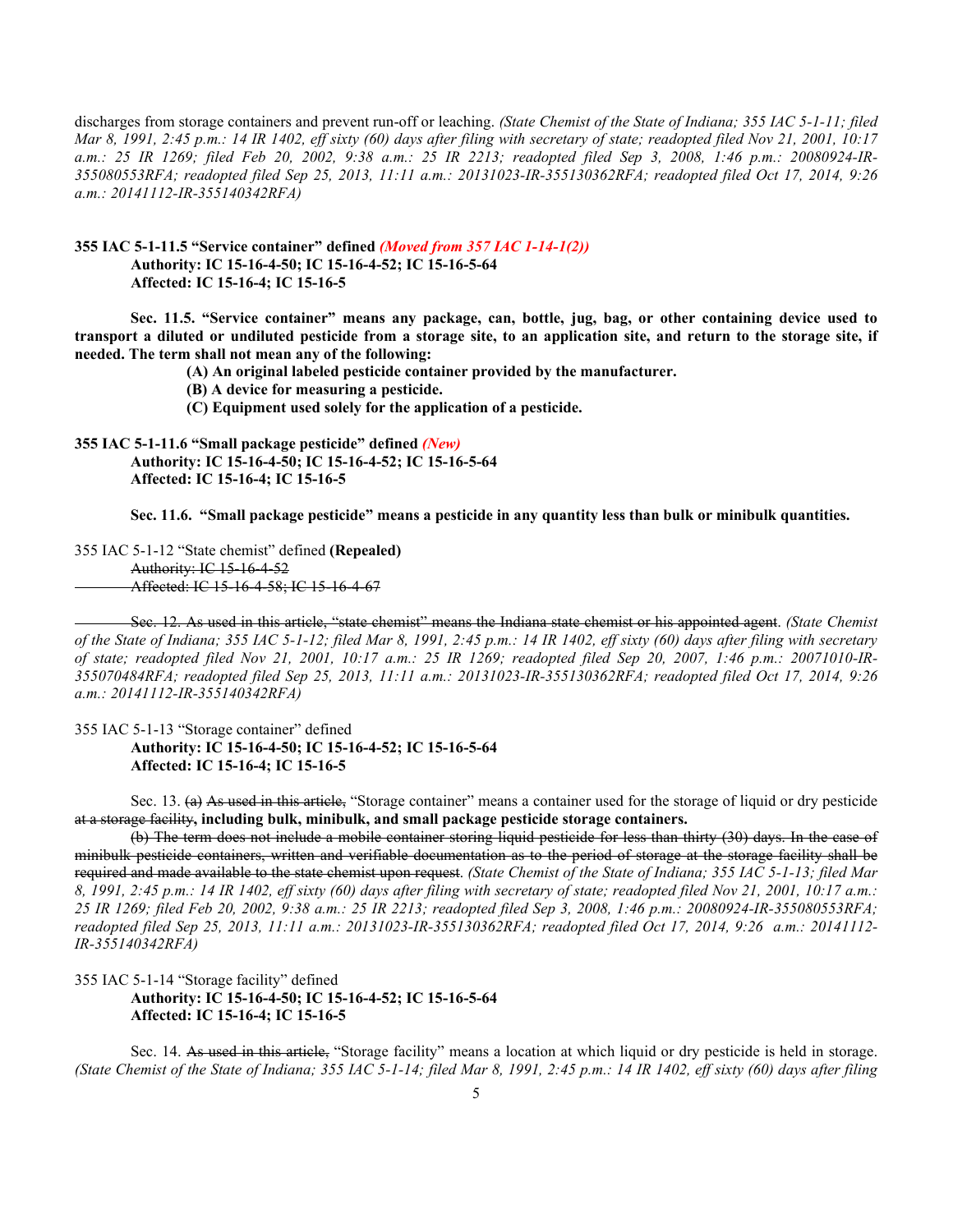discharges from storage containers and prevent run-off or leaching. *(State Chemist of the State of Indiana; 355 IAC 5-1-11; filed Mar 8, 1991, 2:45 p.m.: 14 IR 1402, eff sixty (60) days after filing with secretary of state; readopted filed Nov 21, 2001, 10:17 a.m.: 25 IR 1269; filed Feb 20, 2002, 9:38 a.m.: 25 IR 2213; readopted filed Sep 3, 2008, 1:46 p.m.: 20080924-IR-355080553RFA; readopted filed Sep 25, 2013, 11:11 a.m.: 20131023-IR-355130362RFA; readopted filed Oct 17, 2014, 9:26 a.m.: 20141112-IR-355140342RFA)*

**355 IAC 5-1-11.5 "Service container" defined** ***(Moved from 357 IAC 1-14-1(2))***
**Authority: IC 15-16-4-50; IC 15-16-4-52; IC 15-16-5-64**
**Affected: IC 15-16-4; IC 15-16-5**

**Sec. 11.5. "Service container" means any package, can, bottle, jug, bag, or other containing device used to transport a diluted or undiluted pesticide from a storage site, to an application site, and return to the storage site, if needed. The term shall not mean any of the following:**
**(A) An original labeled pesticide container provided by the manufacturer.**
**(B) A device for measuring a pesticide.**
**(C) Equipment used solely for the application of a pesticide.**

**355 IAC 5-1-11.6 "Small package pesticide" defined** ***(New)***
**Authority: IC 15-16-4-50; IC 15-16-4-52; IC 15-16-5-64**
**Affected: IC 15-16-4; IC 15-16-5**

**Sec. 11.6. "Small package pesticide" means a pesticide in any quantity less than bulk or minibulk quantities.**

355 IAC 5-1-12 "State chemist" defined **(Repealed)**
~~Authority: IC 15-16-4-52~~
~~Affected: IC 15-16-4-58; IC 15-16-4-67~~

~~Sec. 12. As used in this article, "state chemist" means the Indiana state chemist or his appointed agent~~. *(State Chemist of the State of Indiana; 355 IAC 5-1-12; filed Mar 8, 1991, 2:45 p.m.: 14 IR 1402, eff sixty (60) days after filing with secretary of state; readopted filed Nov 21, 2001, 10:17 a.m.: 25 IR 1269; readopted filed Sep 20, 2007, 1:46 p.m.: 20071010-IR-355070484RFA; readopted filed Sep 25, 2013, 11:11 a.m.: 20131023-IR-355130362RFA; readopted filed Oct 17, 2014, 9:26 a.m.: 20141112-IR-355140342RFA)*

355 IAC 5-1-13 "Storage container" defined
**Authority: IC 15-16-4-50; IC 15-16-4-52; IC 15-16-5-64**
**Affected: IC 15-16-4; IC 15-16-5**

Sec. 13. ~~(a)~~ ~~As used in this article,~~ "Storage container" means a container used for the storage of liquid or dry pesticide ~~at a storage facility~~**, including bulk, minibulk, and small package pesticide storage containers.**

~~(b) The term does not include a mobile container storing liquid pesticide for less than thirty (30) days. In the case of minibulk pesticide containers, written and verifiable documentation as to the period of storage at the storage facility shall be required and made available to the state chemist upon request~~. *(State Chemist of the State of Indiana; 355 IAC 5-1-13; filed Mar 8, 1991, 2:45 p.m.: 14 IR 1402, eff sixty (60) days after filing with secretary of state; readopted filed Nov 21, 2001, 10:17 a.m.: 25 IR 1269; filed Feb 20, 2002, 9:38 a.m.: 25 IR 2213; readopted filed Sep 3, 2008, 1:46 p.m.: 20080924-IR-355080553RFA; readopted filed Sep 25, 2013, 11:11 a.m.: 20131023-IR-355130362RFA; readopted filed Oct 17, 2014, 9:26 a.m.: 20141112-IR-355140342RFA)*

355 IAC 5-1-14 "Storage facility" defined
**Authority: IC 15-16-4-50; IC 15-16-4-52; IC 15-16-5-64**
**Affected: IC 15-16-4; IC 15-16-5**

Sec. 14. ~~As used in this article,~~ "Storage facility" means a location at which liquid or dry pesticide is held in storage. *(State Chemist of the State of Indiana; 355 IAC 5-1-14; filed Mar 8, 1991, 2:45 p.m.: 14 IR 1402, eff sixty (60) days after filing*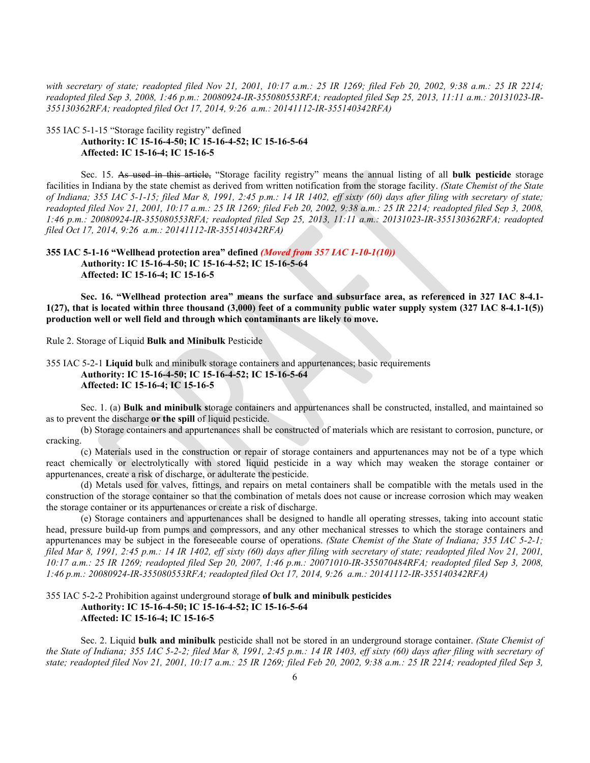*with secretary of state; readopted filed Nov 21, 2001, 10:17 a.m.: 25 IR 1269; filed Feb 20, 2002, 9:38 a.m.: 25 IR 2214; readopted filed Sep 3, 2008, 1:46 p.m.: 20080924-IR-355080553RFA; readopted filed Sep 25, 2013, 11:11 a.m.: 20131023-IR-355130362RFA; readopted filed Oct 17, 2014, 9:26 a.m.: 20141112-IR-355140342RFA)*

355 IAC 5-1-15 "Storage facility registry" defined
**Authority: IC 15-16-4-50; IC 15-16-4-52; IC 15-16-5-64**
**Affected: IC 15-16-4; IC 15-16-5**

Sec. 15. ~~As used in this article,~~ "Storage facility registry" means the annual listing of all **bulk pesticide** storage facilities in Indiana by the state chemist as derived from written notification from the storage facility. *(State Chemist of the State of Indiana; 355 IAC 5-1-15; filed Mar 8, 1991, 2:45 p.m.: 14 IR 1402, eff sixty (60) days after filing with secretary of state; readopted filed Nov 21, 2001, 10:17 a.m.: 25 IR 1269; filed Feb 20, 2002, 9:38 a.m.: 25 IR 2214; readopted filed Sep 3, 2008, 1:46 p.m.: 20080924-IR-355080553RFA; readopted filed Sep 25, 2013, 11:11 a.m.: 20131023-IR-355130362RFA; readopted filed Oct 17, 2014, 9:26 a.m.: 20141112-IR-355140342RFA)*

**355 IAC 5-1-16 "Wellhead protection area" defined** ***(Moved from 357 IAC 1-10-1(10))***
**Authority: IC 15-16-4-50; IC 15-16-4-52; IC 15-16-5-64**
**Affected: IC 15-16-4; IC 15-16-5**

**Sec. 16. "Wellhead protection area" means the surface and subsurface area, as referenced in 327 IAC 8-4.1-1(27), that is located within three thousand (3,000) feet of a community public water supply system (327 IAC 8-4.1-1(5)) production well or well field and through which contaminants are likely to move.**

Rule 2. Storage of Liquid **Bulk and Minibulk** Pesticide

355 IAC 5-2-1 **Liquid b**ulk and minibulk storage containers and appurtenances; basic requirements
**Authority: IC 15-16-4-50; IC 15-16-4-52; IC 15-16-5-64**
**Affected: IC 15-16-4; IC 15-16-5**

Sec. 1. (a) **Bulk and minibulk s**torage containers and appurtenances shall be constructed, installed, and maintained so as to prevent the discharge **or the spill** of liquid pesticide.

(b) Storage containers and appurtenances shall be constructed of materials which are resistant to corrosion, puncture, or cracking.

(c) Materials used in the construction or repair of storage containers and appurtenances may not be of a type which react chemically or electrolytically with stored liquid pesticide in a way which may weaken the storage container or appurtenances, create a risk of discharge, or adulterate the pesticide.

(d) Metals used for valves, fittings, and repairs on metal containers shall be compatible with the metals used in the construction of the storage container so that the combination of metals does not cause or increase corrosion which may weaken the storage container or its appurtenances or create a risk of discharge.

(e) Storage containers and appurtenances shall be designed to handle all operating stresses, taking into account static head, pressure build-up from pumps and compressors, and any other mechanical stresses to which the storage containers and appurtenances may be subject in the foreseeable course of operations. *(State Chemist of the State of Indiana; 355 IAC 5-2-1; filed Mar 8, 1991, 2:45 p.m.: 14 IR 1402, eff sixty (60) days after filing with secretary of state; readopted filed Nov 21, 2001, 10:17 a.m.: 25 IR 1269; readopted filed Sep 20, 2007, 1:46 p.m.: 20071010-IR-355070484RFA; readopted filed Sep 3, 2008, 1:46 p.m.: 20080924-IR-355080553RFA; readopted filed Oct 17, 2014, 9:26 a.m.: 20141112-IR-355140342RFA)*

355 IAC 5-2-2 Prohibition against underground storage **of bulk and minibulk pesticides**
**Authority: IC 15-16-4-50; IC 15-16-4-52; IC 15-16-5-64**
**Affected: IC 15-16-4; IC 15-16-5**

Sec. 2. Liquid **bulk and minibulk** pesticide shall not be stored in an underground storage container. *(State Chemist of the State of Indiana; 355 IAC 5-2-2; filed Mar 8, 1991, 2:45 p.m.: 14 IR 1403, eff sixty (60) days after filing with secretary of state; readopted filed Nov 21, 2001, 10:17 a.m.: 25 IR 1269; filed Feb 20, 2002, 9:38 a.m.: 25 IR 2214; readopted filed Sep 3,*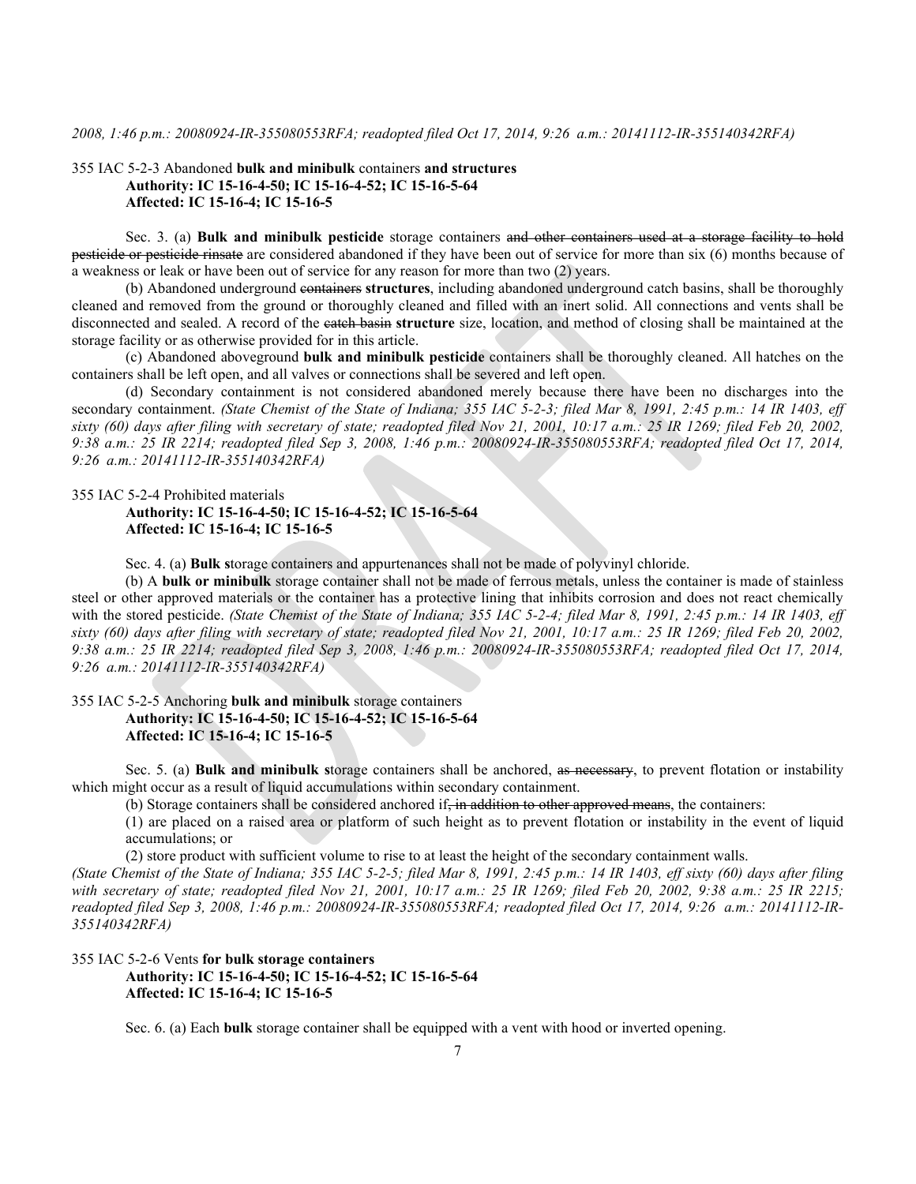*2008, 1:46 p.m.: 20080924-IR-355080553RFA; readopted filed Oct 17, 2014, 9:26 a.m.: 20141112-IR-355140342RFA)*

355 IAC 5-2-3 Abandoned **bulk and minibulk** containers **and structures**
**Authority: IC 15-16-4-50; IC 15-16-4-52; IC 15-16-5-64**
**Affected: IC 15-16-4; IC 15-16-5**

Sec. 3. (a) **Bulk and minibulk pesticide** storage containers ~~and other containers used at a storage facility to hold pesticide or pesticide rinsate~~ are considered abandoned if they have been out of service for more than six (6) months because of a weakness or leak or have been out of service for any reason for more than two (2) years.

(b) Abandoned underground ~~containers~~ **structures**, including abandoned underground catch basins, shall be thoroughly cleaned and removed from the ground or thoroughly cleaned and filled with an inert solid. All connections and vents shall be disconnected and sealed. A record of the ~~catch basin~~ **structure** size, location, and method of closing shall be maintained at the storage facility or as otherwise provided for in this article.

(c) Abandoned aboveground **bulk and minibulk pesticide** containers shall be thoroughly cleaned. All hatches on the containers shall be left open, and all valves or connections shall be severed and left open.

(d) Secondary containment is not considered abandoned merely because there have been no discharges into the secondary containment. *(State Chemist of the State of Indiana; 355 IAC 5-2-3; filed Mar 8, 1991, 2:45 p.m.: 14 IR 1403, eff sixty (60) days after filing with secretary of state; readopted filed Nov 21, 2001, 10:17 a.m.: 25 IR 1269; filed Feb 20, 2002, 9:38 a.m.: 25 IR 2214; readopted filed Sep 3, 2008, 1:46 p.m.: 20080924-IR-355080553RFA; readopted filed Oct 17, 2014, 9:26 a.m.: 20141112-IR-355140342RFA)*

355 IAC 5-2-4 Prohibited materials
**Authority: IC 15-16-4-50; IC 15-16-4-52; IC 15-16-5-64**
**Affected: IC 15-16-4; IC 15-16-5**

Sec. 4. (a) **Bulk s**torage containers and appurtenances shall not be made of polyvinyl chloride.

(b) A **bulk or minibulk** storage container shall not be made of ferrous metals, unless the container is made of stainless steel or other approved materials or the container has a protective lining that inhibits corrosion and does not react chemically with the stored pesticide. *(State Chemist of the State of Indiana; 355 IAC 5-2-4; filed Mar 8, 1991, 2:45 p.m.: 14 IR 1403, eff sixty (60) days after filing with secretary of state; readopted filed Nov 21, 2001, 10:17 a.m.: 25 IR 1269; filed Feb 20, 2002, 9:38 a.m.: 25 IR 2214; readopted filed Sep 3, 2008, 1:46 p.m.: 20080924-IR-355080553RFA; readopted filed Oct 17, 2014, 9:26 a.m.: 20141112-IR-355140342RFA)*

355 IAC 5-2-5 Anchoring **bulk and minibulk** storage containers
**Authority: IC 15-16-4-50; IC 15-16-4-52; IC 15-16-5-64**
**Affected: IC 15-16-4; IC 15-16-5**

Sec. 5. (a) **Bulk and minibulk s**torage containers shall be anchored, ~~as necessary~~, to prevent flotation or instability which might occur as a result of liquid accumulations within secondary containment.

(b) Storage containers shall be considered anchored if~~, in addition to other approved means~~, the containers:

(1) are placed on a raised area or platform of such height as to prevent flotation or instability in the event of liquid accumulations; or

(2) store product with sufficient volume to rise to at least the height of the secondary containment walls.

*(State Chemist of the State of Indiana; 355 IAC 5-2-5; filed Mar 8, 1991, 2:45 p.m.: 14 IR 1403, eff sixty (60) days after filing with secretary of state; readopted filed Nov 21, 2001, 10:17 a.m.: 25 IR 1269; filed Feb 20, 2002, 9:38 a.m.: 25 IR 2215; readopted filed Sep 3, 2008, 1:46 p.m.: 20080924-IR-355080553RFA; readopted filed Oct 17, 2014, 9:26 a.m.: 20141112-IR-355140342RFA)*

355 IAC 5-2-6 Vents **for bulk storage containers**
**Authority: IC 15-16-4-50; IC 15-16-4-52; IC 15-16-5-64**
**Affected: IC 15-16-4; IC 15-16-5**

Sec. 6. (a) Each **bulk** storage container shall be equipped with a vent with hood or inverted opening.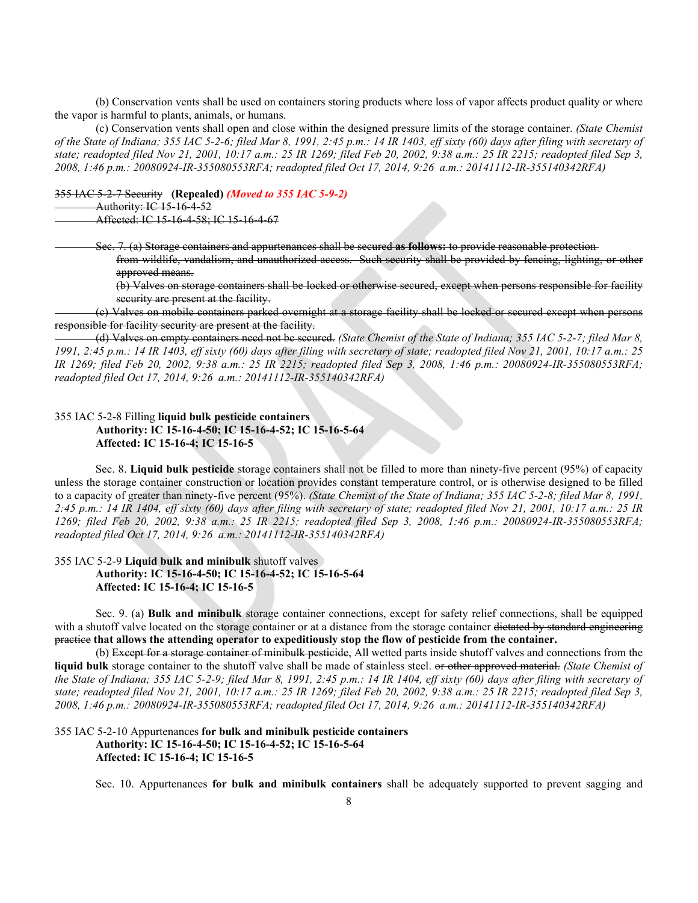(b) Conservation vents shall be used on containers storing products where loss of vapor affects product quality or where the vapor is harmful to plants, animals, or humans.

(c) Conservation vents shall open and close within the designed pressure limits of the storage container. *(State Chemist of the State of Indiana; 355 IAC 5-2-6; filed Mar 8, 1991, 2:45 p.m.: 14 IR 1403, eff sixty (60) days after filing with secretary of state; readopted filed Nov 21, 2001, 10:17 a.m.: 25 IR 1269; filed Feb 20, 2002, 9:38 a.m.: 25 IR 2215; readopted filed Sep 3, 2008, 1:46 p.m.: 20080924-IR-355080553RFA; readopted filed Oct 17, 2014, 9:26 a.m.: 20141112-IR-355140342RFA)*

~~355 IAC 5-2-7 Security~~ **(Repealed)** ***(Moved to 355 IAC 5-9-2)***

~~Authority: IC 15-16-4-52~~

~~Affected: IC 15-16-4-58; IC 15-16-4-67~~

~~Sec. 7. (a) Storage containers and appurtenances shall be secured~~ **~~as follows:~~** ~~to provide reasonable protection from wildlife, vandalism, and unauthorized access. Such security shall be provided by fencing, lighting, or other approved means.~~

~~(b) Valves on storage containers shall be locked or otherwise secured, except when persons responsible for facility security are present at the facility.~~

~~(c) Valves on mobile containers parked overnight at a storage facility shall be locked or secured except when persons responsible for facility security are present at the facility.~~

~~(d) Valves on empty containers need not be secured.~~ *(State Chemist of the State of Indiana; 355 IAC 5-2-7; filed Mar 8, 1991, 2:45 p.m.: 14 IR 1403, eff sixty (60) days after filing with secretary of state; readopted filed Nov 21, 2001, 10:17 a.m.: 25 IR 1269; filed Feb 20, 2002, 9:38 a.m.: 25 IR 2215; readopted filed Sep 3, 2008, 1:46 p.m.: 20080924-IR-355080553RFA; readopted filed Oct 17, 2014, 9:26 a.m.: 20141112-IR-355140342RFA)*

355 IAC 5-2-8 Filling **liquid bulk pesticide containers**

**Authority: IC 15-16-4-50; IC 15-16-4-52; IC 15-16-5-64**

**Affected: IC 15-16-4; IC 15-16-5**

Sec. 8. **Liquid bulk pesticide** storage containers shall not be filled to more than ninety-five percent (95%) of capacity unless the storage container construction or location provides constant temperature control, or is otherwise designed to be filled to a capacity of greater than ninety-five percent (95%). *(State Chemist of the State of Indiana; 355 IAC 5-2-8; filed Mar 8, 1991, 2:45 p.m.: 14 IR 1404, eff sixty (60) days after filing with secretary of state; readopted filed Nov 21, 2001, 10:17 a.m.: 25 IR 1269; filed Feb 20, 2002, 9:38 a.m.: 25 IR 2215; readopted filed Sep 3, 2008, 1:46 p.m.: 20080924-IR-355080553RFA; readopted filed Oct 17, 2014, 9:26 a.m.: 20141112-IR-355140342RFA)*

355 IAC 5-2-9 **Liquid bulk and minibulk** shutoff valves

**Authority: IC 15-16-4-50; IC 15-16-4-52; IC 15-16-5-64**

**Affected: IC 15-16-4; IC 15-16-5**

Sec. 9. (a) **Bulk and minibulk** storage container connections, except for safety relief connections, shall be equipped with a shutoff valve located on the storage container or at a distance from the storage container ~~dictated by standard engineering practice~~ **that allows the attending operator to expeditiously stop the flow of pesticide from the container.**

(b) ~~Except for a storage container of minibulk pesticide,~~ All wetted parts inside shutoff valves and connections from the **liquid bulk** storage container to the shutoff valve shall be made of stainless steel. ~~or other approved material.~~ *(State Chemist of the State of Indiana; 355 IAC 5-2-9; filed Mar 8, 1991, 2:45 p.m.: 14 IR 1404, eff sixty (60) days after filing with secretary of state; readopted filed Nov 21, 2001, 10:17 a.m.: 25 IR 1269; filed Feb 20, 2002, 9:38 a.m.: 25 IR 2215; readopted filed Sep 3, 2008, 1:46 p.m.: 20080924-IR-355080553RFA; readopted filed Oct 17, 2014, 9:26 a.m.: 20141112-IR-355140342RFA)*

355 IAC 5-2-10 Appurtenances **for bulk and minibulk pesticide containers**

**Authority: IC 15-16-4-50; IC 15-16-4-52; IC 15-16-5-64**

**Affected: IC 15-16-4; IC 15-16-5**

Sec. 10. Appurtenances **for bulk and minibulk containers** shall be adequately supported to prevent sagging and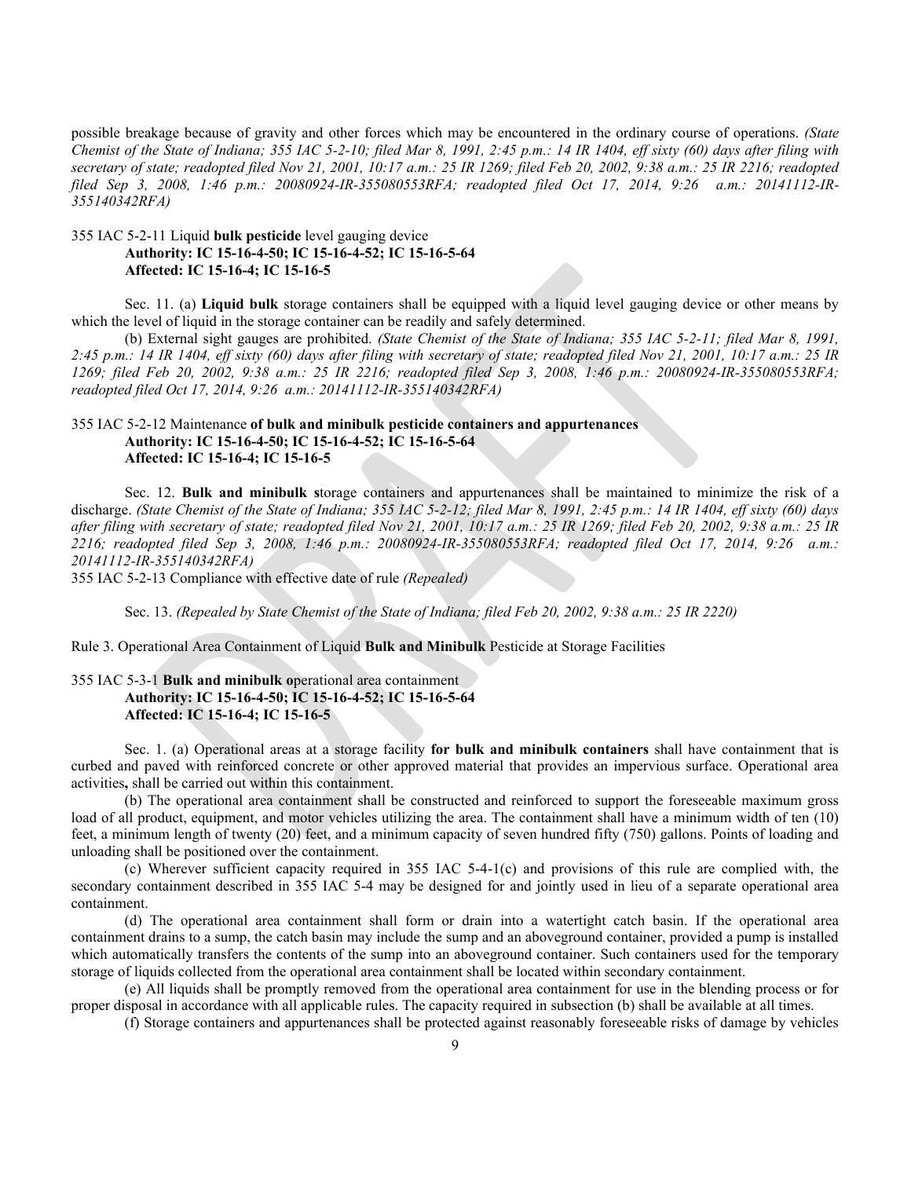possible breakage because of gravity and other forces which may be encountered in the ordinary course of operations. *(State Chemist of the State of Indiana; 355 IAC 5-2-10; filed Mar 8, 1991, 2:45 p.m.: 14 IR 1404, eff sixty (60) days after filing with secretary of state; readopted filed Nov 21, 2001, 10:17 a.m.: 25 IR 1269; filed Feb 20, 2002, 9:38 a.m.: 25 IR 2216; readopted filed Sep 3, 2008, 1:46 p.m.: 20080924-IR-355080553RFA; readopted filed Oct 17, 2014, 9:26 a.m.: 20141112-IR-355140342RFA)*

355 IAC 5-2-11 Liquid **bulk pesticide** level gauging device
**Authority: IC 15-16-4-50; IC 15-16-4-52; IC 15-16-5-64**
**Affected: IC 15-16-4; IC 15-16-5**

Sec. 11. (a) **Liquid bulk** storage containers shall be equipped with a liquid level gauging device or other means by which the level of liquid in the storage container can be readily and safely determined.

(b) External sight gauges are prohibited. *(State Chemist of the State of Indiana; 355 IAC 5-2-11; filed Mar 8, 1991, 2:45 p.m.: 14 IR 1404, eff sixty (60) days after filing with secretary of state; readopted filed Nov 21, 2001, 10:17 a.m.: 25 IR 1269; filed Feb 20, 2002, 9:38 a.m.: 25 IR 2216; readopted filed Sep 3, 2008, 1:46 p.m.: 20080924-IR-355080553RFA; readopted filed Oct 17, 2014, 9:26 a.m.: 20141112-IR-355140342RFA)*

355 IAC 5-2-12 Maintenance **of bulk and minibulk pesticide containers and appurtenances**
**Authority: IC 15-16-4-50; IC 15-16-4-52; IC 15-16-5-64**
**Affected: IC 15-16-4; IC 15-16-5**

Sec. 12. **Bulk and minibulk s**torage containers and appurtenances shall be maintained to minimize the risk of a discharge. *(State Chemist of the State of Indiana; 355 IAC 5-2-12; filed Mar 8, 1991, 2:45 p.m.: 14 IR 1404, eff sixty (60) days after filing with secretary of state; readopted filed Nov 21, 2001, 10:17 a.m.: 25 IR 1269; filed Feb 20, 2002, 9:38 a.m.: 25 IR 2216; readopted filed Sep 3, 2008, 1:46 p.m.: 20080924-IR-355080553RFA; readopted filed Oct 17, 2014, 9:26 a.m.: 20141112-IR-355140342RFA)*

355 IAC 5-2-13 Compliance with effective date of rule *(Repealed)*

Sec. 13. *(Repealed by State Chemist of the State of Indiana; filed Feb 20, 2002, 9:38 a.m.: 25 IR 2220)*

Rule 3. Operational Area Containment of Liquid **Bulk and Minibulk** Pesticide at Storage Facilities

355 IAC 5-3-1 **Bulk and minibulk o**perational area containment
**Authority: IC 15-16-4-50; IC 15-16-4-52; IC 15-16-5-64**
**Affected: IC 15-16-4; IC 15-16-5**

Sec. 1. (a) Operational areas at a storage facility **for bulk and minibulk containers** shall have containment that is curbed and paved with reinforced concrete or other approved material that provides an impervious surface. Operational area activities**,** shall be carried out within this containment.

(b) The operational area containment shall be constructed and reinforced to support the foreseeable maximum gross load of all product, equipment, and motor vehicles utilizing the area. The containment shall have a minimum width of ten (10) feet, a minimum length of twenty (20) feet, and a minimum capacity of seven hundred fifty (750) gallons. Points of loading and unloading shall be positioned over the containment.

(c) Wherever sufficient capacity required in 355 IAC 5-4-1(c) and provisions of this rule are complied with, the secondary containment described in 355 IAC 5-4 may be designed for and jointly used in lieu of a separate operational area containment.

(d) The operational area containment shall form or drain into a watertight catch basin. If the operational area containment drains to a sump, the catch basin may include the sump and an aboveground container, provided a pump is installed which automatically transfers the contents of the sump into an aboveground container. Such containers used for the temporary storage of liquids collected from the operational area containment shall be located within secondary containment.

(e) All liquids shall be promptly removed from the operational area containment for use in the blending process or for proper disposal in accordance with all applicable rules. The capacity required in subsection (b) shall be available at all times.

(f) Storage containers and appurtenances shall be protected against reasonably foreseeable risks of damage by vehicles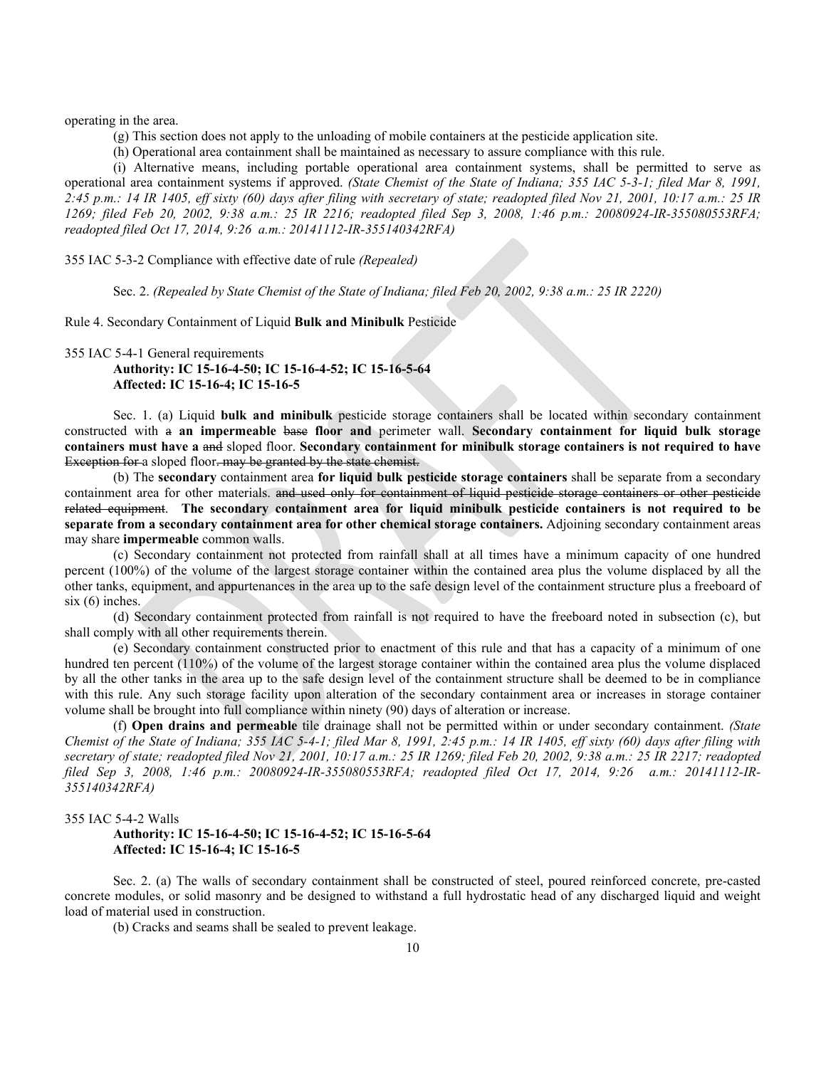operating in the area.

(g) This section does not apply to the unloading of mobile containers at the pesticide application site.

(h) Operational area containment shall be maintained as necessary to assure compliance with this rule.

(i) Alternative means, including portable operational area containment systems, shall be permitted to serve as operational area containment systems if approved. *(State Chemist of the State of Indiana; 355 IAC 5-3-1; filed Mar 8, 1991, 2:45 p.m.: 14 IR 1405, eff sixty (60) days after filing with secretary of state; readopted filed Nov 21, 2001, 10:17 a.m.: 25 IR 1269; filed Feb 20, 2002, 9:38 a.m.: 25 IR 2216; readopted filed Sep 3, 2008, 1:46 p.m.: 20080924-IR-355080553RFA; readopted filed Oct 17, 2014, 9:26 a.m.: 20141112-IR-355140342RFA)*

355 IAC 5-3-2 Compliance with effective date of rule *(Repealed)*

Sec. 2. *(Repealed by State Chemist of the State of Indiana; filed Feb 20, 2002, 9:38 a.m.: 25 IR 2220)*

Rule 4. Secondary Containment of Liquid **Bulk and Minibulk** Pesticide

355 IAC 5-4-1 General requirements

**Authority: IC 15-16-4-50; IC 15-16-4-52; IC 15-16-5-64**
**Affected: IC 15-16-4; IC 15-16-5**

Sec. 1. (a) Liquid **bulk and minibulk** pesticide storage containers shall be located within secondary containment constructed with ~~a~~ **an impermeable** ~~base~~ **floor and** perimeter wall. **Secondary containment for liquid bulk storage containers must have a** ~~and~~ sloped floor. **Secondary containment for minibulk storage containers is not required to have** ~~Exception for~~ a sloped floor~~. may be granted by the state chemist.~~

(b) The **secondary** containment area **for liquid bulk pesticide storage containers** shall be separate from a secondary containment area for other materials. ~~and used only for containment of liquid pesticide storage containers or other pesticide related equipment~~. **The secondary containment area for liquid minibulk pesticide containers is not required to be separate from a secondary containment area for other chemical storage containers.** Adjoining secondary containment areas may share **impermeable** common walls.

(c) Secondary containment not protected from rainfall shall at all times have a minimum capacity of one hundred percent (100%) of the volume of the largest storage container within the contained area plus the volume displaced by all the other tanks, equipment, and appurtenances in the area up to the safe design level of the containment structure plus a freeboard of six (6) inches.

(d) Secondary containment protected from rainfall is not required to have the freeboard noted in subsection (c), but shall comply with all other requirements therein.

(e) Secondary containment constructed prior to enactment of this rule and that has a capacity of a minimum of one hundred ten percent (110%) of the volume of the largest storage container within the contained area plus the volume displaced by all the other tanks in the area up to the safe design level of the containment structure shall be deemed to be in compliance with this rule. Any such storage facility upon alteration of the secondary containment area or increases in storage container volume shall be brought into full compliance within ninety (90) days of alteration or increase.

(f) **Open drains and permeable** tile drainage shall not be permitted within or under secondary containment. *(State Chemist of the State of Indiana; 355 IAC 5-4-1; filed Mar 8, 1991, 2:45 p.m.: 14 IR 1405, eff sixty (60) days after filing with secretary of state; readopted filed Nov 21, 2001, 10:17 a.m.: 25 IR 1269; filed Feb 20, 2002, 9:38 a.m.: 25 IR 2217; readopted filed Sep 3, 2008, 1:46 p.m.: 20080924-IR-355080553RFA; readopted filed Oct 17, 2014, 9:26 a.m.: 20141112-IR-355140342RFA)*

355 IAC 5-4-2 Walls

**Authority: IC 15-16-4-50; IC 15-16-4-52; IC 15-16-5-64**
**Affected: IC 15-16-4; IC 15-16-5**

Sec. 2. (a) The walls of secondary containment shall be constructed of steel, poured reinforced concrete, pre-casted concrete modules, or solid masonry and be designed to withstand a full hydrostatic head of any discharged liquid and weight load of material used in construction.

(b) Cracks and seams shall be sealed to prevent leakage.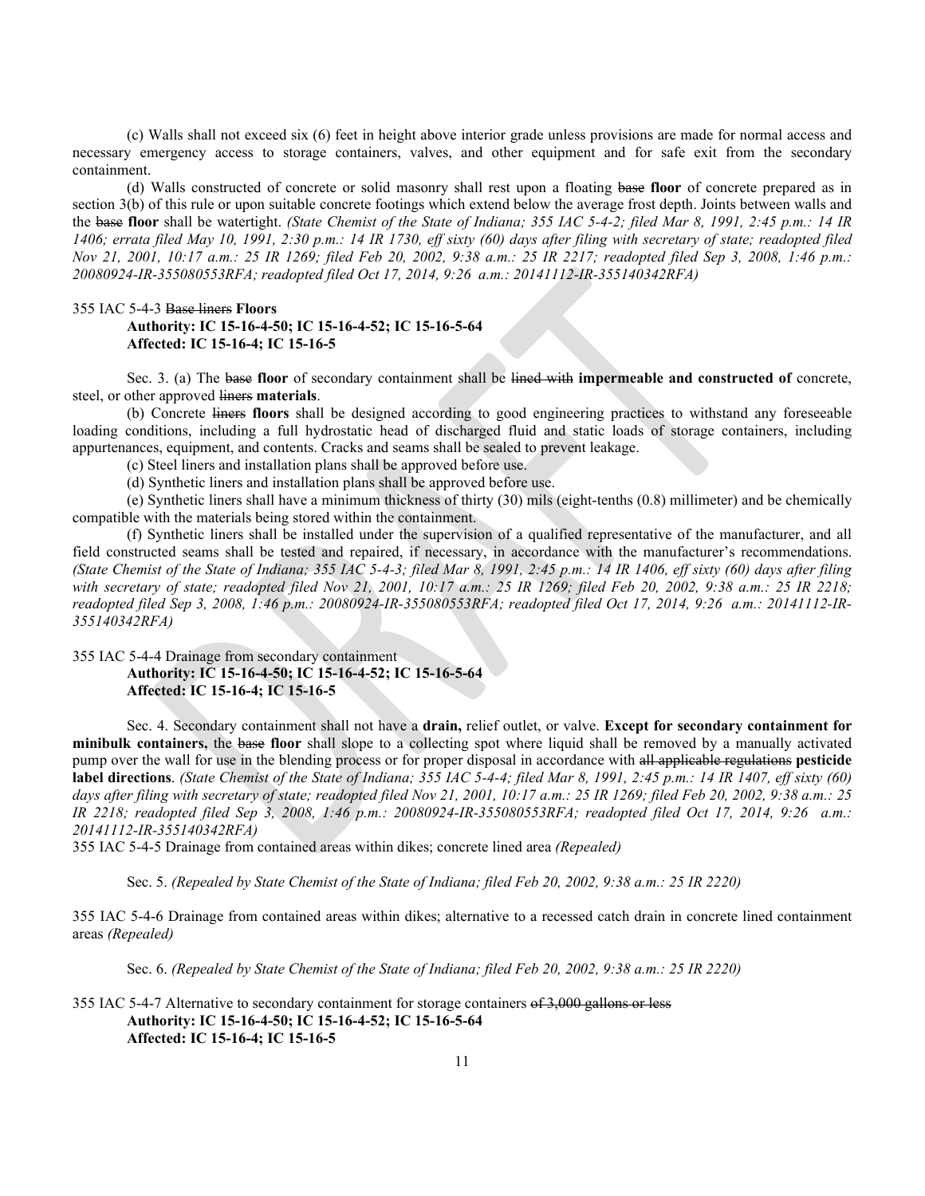(c) Walls shall not exceed six (6) feet in height above interior grade unless provisions are made for normal access and necessary emergency access to storage containers, valves, and other equipment and for safe exit from the secondary containment.

(d) Walls constructed of concrete or solid masonry shall rest upon a floating ~~base~~ **floor** of concrete prepared as in section 3(b) of this rule or upon suitable concrete footings which extend below the average frost depth. Joints between walls and the ~~base~~ **floor** shall be watertight. *(State Chemist of the State of Indiana; 355 IAC 5-4-2; filed Mar 8, 1991, 2:45 p.m.: 14 IR 1406; errata filed May 10, 1991, 2:30 p.m.: 14 IR 1730, eff sixty (60) days after filing with secretary of state; readopted filed Nov 21, 2001, 10:17 a.m.: 25 IR 1269; filed Feb 20, 2002, 9:38 a.m.: 25 IR 2217; readopted filed Sep 3, 2008, 1:46 p.m.: 20080924-IR-355080553RFA; readopted filed Oct 17, 2014, 9:26 a.m.: 20141112-IR-355140342RFA)*

355 IAC 5-4-3 ~~Base liners~~ **Floors**

**Authority: IC 15-16-4-50; IC 15-16-4-52; IC 15-16-5-64**
**Affected: IC 15-16-4; IC 15-16-5**

Sec. 3. (a) The ~~base~~ **floor** of secondary containment shall be ~~lined with~~ **impermeable and constructed of** concrete, steel, or other approved ~~liners~~ **materials**.

(b) Concrete ~~liners~~ **floors** shall be designed according to good engineering practices to withstand any foreseeable loading conditions, including a full hydrostatic head of discharged fluid and static loads of storage containers, including appurtenances, equipment, and contents. Cracks and seams shall be sealed to prevent leakage.

(c) Steel liners and installation plans shall be approved before use.

(d) Synthetic liners and installation plans shall be approved before use.

(e) Synthetic liners shall have a minimum thickness of thirty (30) mils (eight-tenths (0.8) millimeter) and be chemically compatible with the materials being stored within the containment.

(f) Synthetic liners shall be installed under the supervision of a qualified representative of the manufacturer, and all field constructed seams shall be tested and repaired, if necessary, in accordance with the manufacturer's recommendations. *(State Chemist of the State of Indiana; 355 IAC 5-4-3; filed Mar 8, 1991, 2:45 p.m.: 14 IR 1406, eff sixty (60) days after filing with secretary of state; readopted filed Nov 21, 2001, 10:17 a.m.: 25 IR 1269; filed Feb 20, 2002, 9:38 a.m.: 25 IR 2218; readopted filed Sep 3, 2008, 1:46 p.m.: 20080924-IR-355080553RFA; readopted filed Oct 17, 2014, 9:26 a.m.: 20141112-IR-355140342RFA)*

355 IAC 5-4-4 Drainage from secondary containment

**Authority: IC 15-16-4-50; IC 15-16-4-52; IC 15-16-5-64**
**Affected: IC 15-16-4; IC 15-16-5**

Sec. 4. Secondary containment shall not have a **drain,** relief outlet, or valve. **Except for secondary containment for minibulk containers,** the ~~base~~ **floor** shall slope to a collecting spot where liquid shall be removed by a manually activated pump over the wall for use in the blending process or for proper disposal in accordance with ~~all applicable regulations~~ **pesticide label directions**. *(State Chemist of the State of Indiana; 355 IAC 5-4-4; filed Mar 8, 1991, 2:45 p.m.: 14 IR 1407, eff sixty (60) days after filing with secretary of state; readopted filed Nov 21, 2001, 10:17 a.m.: 25 IR 1269; filed Feb 20, 2002, 9:38 a.m.: 25 IR 2218; readopted filed Sep 3, 2008, 1:46 p.m.: 20080924-IR-355080553RFA; readopted filed Oct 17, 2014, 9:26 a.m.: 20141112-IR-355140342RFA)*

355 IAC 5-4-5 Drainage from contained areas within dikes; concrete lined area *(Repealed)*

Sec. 5. *(Repealed by State Chemist of the State of Indiana; filed Feb 20, 2002, 9:38 a.m.: 25 IR 2220)*

355 IAC 5-4-6 Drainage from contained areas within dikes; alternative to a recessed catch drain in concrete lined containment areas *(Repealed)*

Sec. 6. *(Repealed by State Chemist of the State of Indiana; filed Feb 20, 2002, 9:38 a.m.: 25 IR 2220)*

355 IAC 5-4-7 Alternative to secondary containment for storage containers ~~of 3,000 gallons or less~~

**Authority: IC 15-16-4-50; IC 15-16-4-52; IC 15-16-5-64**
**Affected: IC 15-16-4; IC 15-16-5**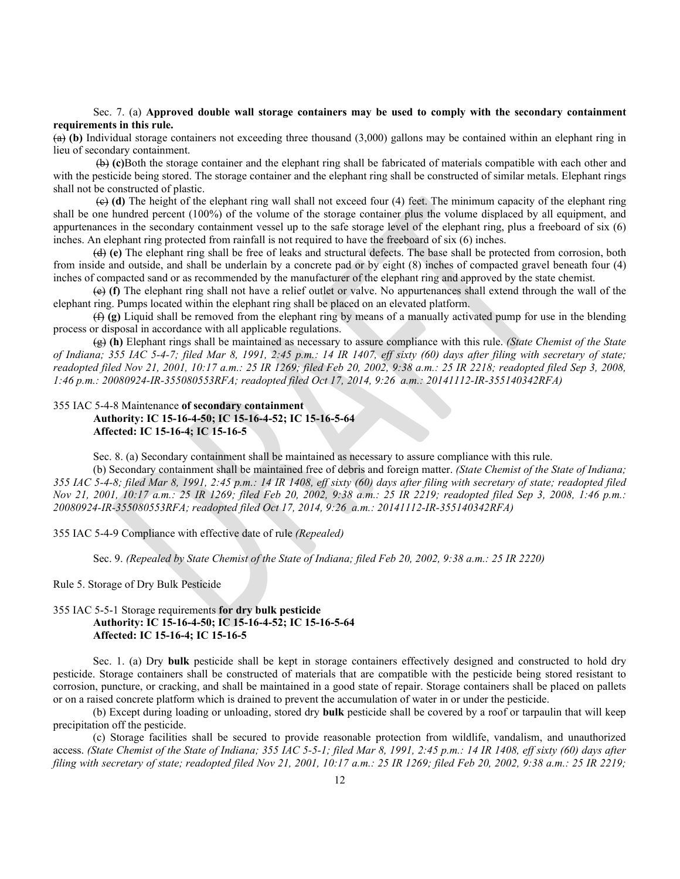Sec. 7. (a) **Approved double wall storage containers may be used to comply with the secondary containment requirements in this rule.**

~~(a)~~ **(b)** Individual storage containers not exceeding three thousand (3,000) gallons may be contained within an elephant ring in lieu of secondary containment.

~~(b)~~ **(c)**Both the storage container and the elephant ring shall be fabricated of materials compatible with each other and with the pesticide being stored. The storage container and the elephant ring shall be constructed of similar metals. Elephant rings shall not be constructed of plastic.

~~(c)~~ **(d)** The height of the elephant ring wall shall not exceed four (4) feet. The minimum capacity of the elephant ring shall be one hundred percent (100%) of the volume of the storage container plus the volume displaced by all equipment, and appurtenances in the secondary containment vessel up to the safe storage level of the elephant ring, plus a freeboard of six (6) inches. An elephant ring protected from rainfall is not required to have the freeboard of six (6) inches.

~~(d)~~ **(e)** The elephant ring shall be free of leaks and structural defects. The base shall be protected from corrosion, both from inside and outside, and shall be underlain by a concrete pad or by eight (8) inches of compacted gravel beneath four (4) inches of compacted sand or as recommended by the manufacturer of the elephant ring and approved by the state chemist.

~~(e)~~ **(f)** The elephant ring shall not have a relief outlet or valve. No appurtenances shall extend through the wall of the elephant ring. Pumps located within the elephant ring shall be placed on an elevated platform.

~~(f)~~ **(g)** Liquid shall be removed from the elephant ring by means of a manually activated pump for use in the blending process or disposal in accordance with all applicable regulations.

~~(g)~~ **(h)** Elephant rings shall be maintained as necessary to assure compliance with this rule. *(State Chemist of the State of Indiana; 355 IAC 5-4-7; filed Mar 8, 1991, 2:45 p.m.: 14 IR 1407, eff sixty (60) days after filing with secretary of state; readopted filed Nov 21, 2001, 10:17 a.m.: 25 IR 1269; filed Feb 20, 2002, 9:38 a.m.: 25 IR 2218; readopted filed Sep 3, 2008, 1:46 p.m.: 20080924-IR-355080553RFA; readopted filed Oct 17, 2014, 9:26 a.m.: 20141112-IR-355140342RFA)*

355 IAC 5-4-8 Maintenance **of secondary containment**
**Authority: IC 15-16-4-50; IC 15-16-4-52; IC 15-16-5-64**
**Affected: IC 15-16-4; IC 15-16-5**

Sec. 8. (a) Secondary containment shall be maintained as necessary to assure compliance with this rule.

(b) Secondary containment shall be maintained free of debris and foreign matter. *(State Chemist of the State of Indiana; 355 IAC 5-4-8; filed Mar 8, 1991, 2:45 p.m.: 14 IR 1408, eff sixty (60) days after filing with secretary of state; readopted filed Nov 21, 2001, 10:17 a.m.: 25 IR 1269; filed Feb 20, 2002, 9:38 a.m.: 25 IR 2219; readopted filed Sep 3, 2008, 1:46 p.m.: 20080924-IR-355080553RFA; readopted filed Oct 17, 2014, 9:26 a.m.: 20141112-IR-355140342RFA)*

355 IAC 5-4-9 Compliance with effective date of rule *(Repealed)*

Sec. 9. *(Repealed by State Chemist of the State of Indiana; filed Feb 20, 2002, 9:38 a.m.: 25 IR 2220)*

Rule 5. Storage of Dry Bulk Pesticide

355 IAC 5-5-1 Storage requirements **for dry bulk pesticide**
**Authority: IC 15-16-4-50; IC 15-16-4-52; IC 15-16-5-64**
**Affected: IC 15-16-4; IC 15-16-5**

Sec. 1. (a) Dry **bulk** pesticide shall be kept in storage containers effectively designed and constructed to hold dry pesticide. Storage containers shall be constructed of materials that are compatible with the pesticide being stored resistant to corrosion, puncture, or cracking, and shall be maintained in a good state of repair. Storage containers shall be placed on pallets or on a raised concrete platform which is drained to prevent the accumulation of water in or under the pesticide.

(b) Except during loading or unloading, stored dry **bulk** pesticide shall be covered by a roof or tarpaulin that will keep precipitation off the pesticide.

(c) Storage facilities shall be secured to provide reasonable protection from wildlife, vandalism, and unauthorized access. *(State Chemist of the State of Indiana; 355 IAC 5-5-1; filed Mar 8, 1991, 2:45 p.m.: 14 IR 1408, eff sixty (60) days after filing with secretary of state; readopted filed Nov 21, 2001, 10:17 a.m.: 25 IR 1269; filed Feb 20, 2002, 9:38 a.m.: 25 IR 2219;*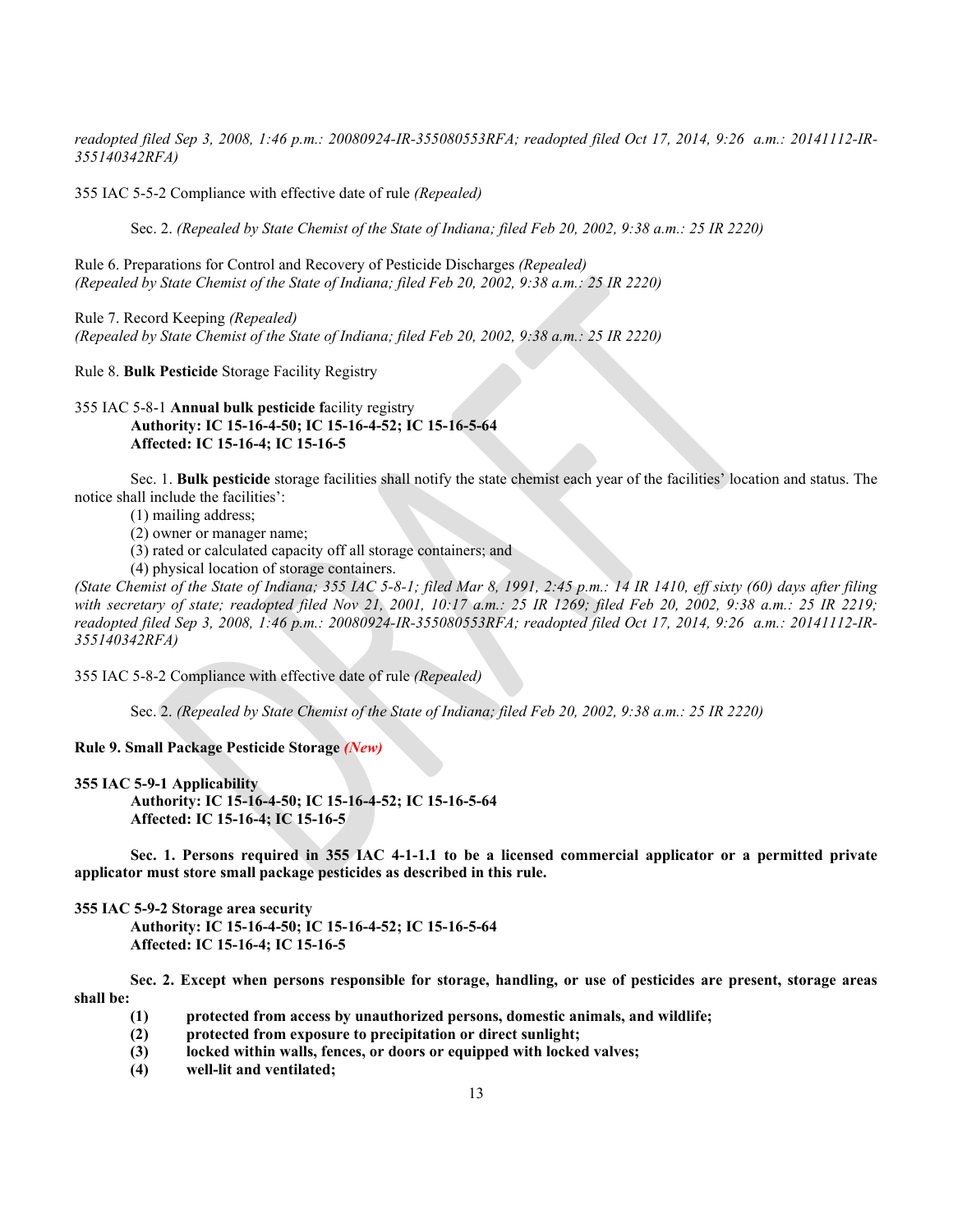*readopted filed Sep 3, 2008, 1:46 p.m.: 20080924-IR-355080553RFA; readopted filed Oct 17, 2014, 9:26 a.m.: 20141112-IR-355140342RFA)*

355 IAC 5-5-2 Compliance with effective date of rule *(Repealed)*

Sec. 2. *(Repealed by State Chemist of the State of Indiana; filed Feb 20, 2002, 9:38 a.m.: 25 IR 2220)*

Rule 6. Preparations for Control and Recovery of Pesticide Discharges *(Repealed)*
*(Repealed by State Chemist of the State of Indiana; filed Feb 20, 2002, 9:38 a.m.: 25 IR 2220)*

Rule 7. Record Keeping *(Repealed)*
*(Repealed by State Chemist of the State of Indiana; filed Feb 20, 2002, 9:38 a.m.: 25 IR 2220)*

Rule 8. **Bulk Pesticide** Storage Facility Registry

355 IAC 5-8-1 **Annual bulk pesticide f**acility registry
**Authority: IC 15-16-4-50; IC 15-16-4-52; IC 15-16-5-64**
**Affected: IC 15-16-4; IC 15-16-5**

Sec. 1. **Bulk pesticide** storage facilities shall notify the state chemist each year of the facilities' location and status. The notice shall include the facilities':

(1) mailing address;
(2) owner or manager name;
(3) rated or calculated capacity off all storage containers; and
(4) physical location of storage containers.

*(State Chemist of the State of Indiana; 355 IAC 5-8-1; filed Mar 8, 1991, 2:45 p.m.: 14 IR 1410, eff sixty (60) days after filing with secretary of state; readopted filed Nov 21, 2001, 10:17 a.m.: 25 IR 1269; filed Feb 20, 2002, 9:38 a.m.: 25 IR 2219; readopted filed Sep 3, 2008, 1:46 p.m.: 20080924-IR-355080553RFA; readopted filed Oct 17, 2014, 9:26 a.m.: 20141112-IR-355140342RFA)*

355 IAC 5-8-2 Compliance with effective date of rule *(Repealed)*

Sec. 2. *(Repealed by State Chemist of the State of Indiana; filed Feb 20, 2002, 9:38 a.m.: 25 IR 2220)*

**Rule 9. Small Package Pesticide Storage** ***(New)***

**355 IAC 5-9-1 Applicability**
**Authority: IC 15-16-4-50; IC 15-16-4-52; IC 15-16-5-64**
**Affected: IC 15-16-4; IC 15-16-5**

**Sec. 1. Persons required in 355 IAC 4-1-1.1 to be a licensed commercial applicator or a permitted private applicator must store small package pesticides as described in this rule.**

**355 IAC 5-9-2 Storage area security**
**Authority: IC 15-16-4-50; IC 15-16-4-52; IC 15-16-5-64**
**Affected: IC 15-16-4; IC 15-16-5**

**Sec. 2. Except when persons responsible for storage, handling, or use of pesticides are present, storage areas shall be:**

**(1) protected from access by unauthorized persons, domestic animals, and wildlife;**
**(2) protected from exposure to precipitation or direct sunlight;**
**(3) locked within walls, fences, or doors or equipped with locked valves;**
**(4) well-lit and ventilated;**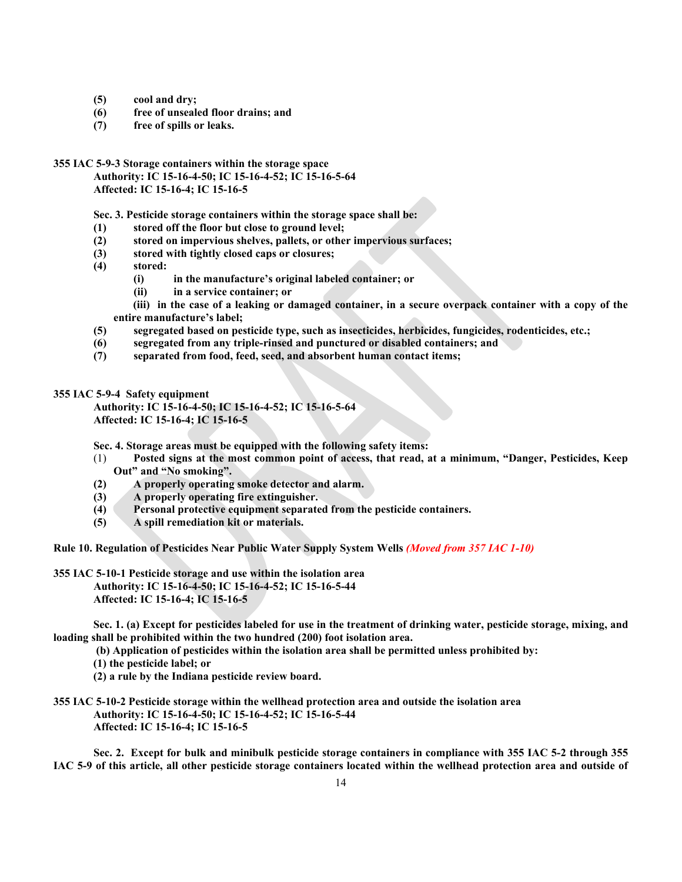**(5) cool and dry;**

**(6) free of unsealed floor drains; and**

**(7) free of spills or leaks.**

**355 IAC 5-9-3 Storage containers within the storage space**
**Authority: IC 15-16-4-50; IC 15-16-4-52; IC 15-16-5-64**
**Affected: IC 15-16-4; IC 15-16-5**

**Sec. 3. Pesticide storage containers within the storage space shall be:**

**(1) stored off the floor but close to ground level;**

**(2) stored on impervious shelves, pallets, or other impervious surfaces;**

**(3) stored with tightly closed caps or closures;**

**(4) stored:**

**(i) in the manufacture's original labeled container; or**

**(ii) in a service container; or**

**(iii) in the case of a leaking or damaged container, in a secure overpack container with a copy of the entire manufacture's label;**

**(5) segregated based on pesticide type, such as insecticides, herbicides, fungicides, rodenticides, etc.;**

**(6) segregated from any triple-rinsed and punctured or disabled containers; and**

**(7) separated from food, feed, seed, and absorbent human contact items;**

**355 IAC 5-9-4 Safety equipment**
**Authority: IC 15-16-4-50; IC 15-16-4-52; IC 15-16-5-64**
**Affected: IC 15-16-4; IC 15-16-5**

**Sec. 4. Storage areas must be equipped with the following safety items:**

(1) **Posted signs at the most common point of access, that read, at a minimum, "Danger, Pesticides, Keep Out" and "No smoking".**

**(2) A properly operating smoke detector and alarm.**

**(3) A properly operating fire extinguisher.**

**(4) Personal protective equipment separated from the pesticide containers.**

**(5) A spill remediation kit or materials.**

**Rule 10. Regulation of Pesticides Near Public Water Supply System Wells** ***(Moved from 357 IAC 1-10)***

**355 IAC 5-10-1 Pesticide storage and use within the isolation area**
**Authority: IC 15-16-4-50; IC 15-16-4-52; IC 15-16-5-44**
**Affected: IC 15-16-4; IC 15-16-5**

**Sec. 1. (a) Except for pesticides labeled for use in the treatment of drinking water, pesticide storage, mixing, and loading shall be prohibited within the two hundred (200) foot isolation area.**

**(b) Application of pesticides within the isolation area shall be permitted unless prohibited by:**

**(1) the pesticide label; or**

**(2) a rule by the Indiana pesticide review board.**

**355 IAC 5-10-2 Pesticide storage within the wellhead protection area and outside the isolation area**
**Authority: IC 15-16-4-50; IC 15-16-4-52; IC 15-16-5-44**
**Affected: IC 15-16-4; IC 15-16-5**

**Sec. 2. Except for bulk and minibulk pesticide storage containers in compliance with 355 IAC 5-2 through 355 IAC 5-9 of this article, all other pesticide storage containers located within the wellhead protection area and outside of**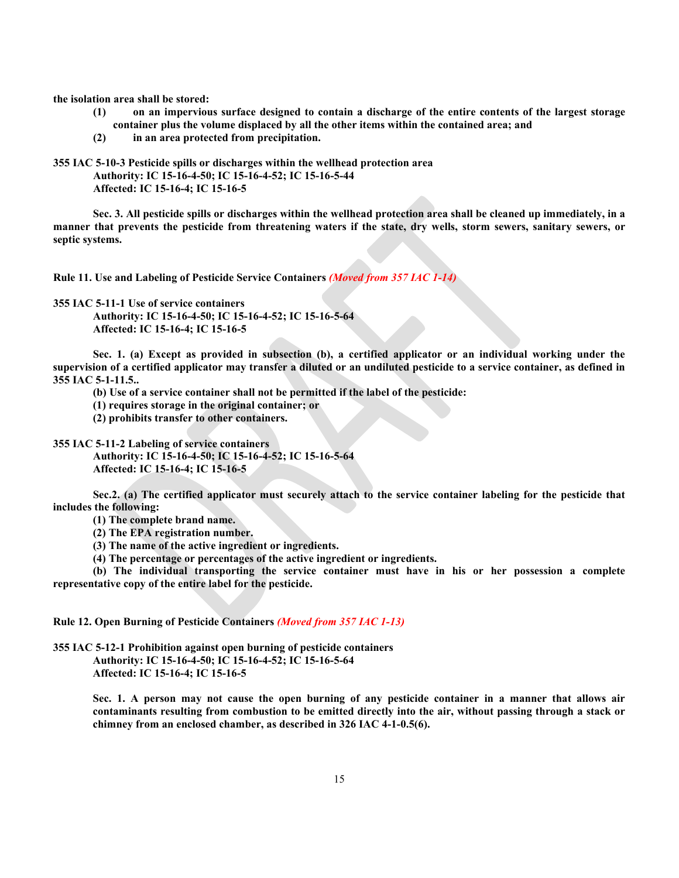**the isolation area shall be stored:**

**(1) on an impervious surface designed to contain a discharge of the entire contents of the largest storage container plus the volume displaced by all the other items within the contained area; and**

**(2) in an area protected from precipitation.**

**355 IAC 5-10-3 Pesticide spills or discharges within the wellhead protection area**
**Authority: IC 15-16-4-50; IC 15-16-4-52; IC 15-16-5-44**
**Affected: IC 15-16-4; IC 15-16-5**

**Sec. 3. All pesticide spills or discharges within the wellhead protection area shall be cleaned up immediately, in a manner that prevents the pesticide from threatening waters if the state, dry wells, storm sewers, sanitary sewers, or septic systems.**

**Rule 11. Use and Labeling of Pesticide Service Containers** *(Moved from 357 IAC 1-14)*

**355 IAC 5-11-1 Use of service containers**
**Authority: IC 15-16-4-50; IC 15-16-4-52; IC 15-16-5-64**
**Affected: IC 15-16-4; IC 15-16-5**

**Sec. 1. (a) Except as provided in subsection (b), a certified applicator or an individual working under the supervision of a certified applicator may transfer a diluted or an undiluted pesticide to a service container, as defined in 355 IAC 5-1-11.5..**

**(b) Use of a service container shall not be permitted if the label of the pesticide:**

**(1) requires storage in the original container; or**

**(2) prohibits transfer to other containers.**

**355 IAC 5-11-2 Labeling of service containers**
**Authority: IC 15-16-4-50; IC 15-16-4-52; IC 15-16-5-64**
**Affected: IC 15-16-4; IC 15-16-5**

**Sec.2. (a) The certified applicator must securely attach to the service container labeling for the pesticide that includes the following:**

**(1) The complete brand name.**

**(2) The EPA registration number.**

**(3) The name of the active ingredient or ingredients.**

**(4) The percentage or percentages of the active ingredient or ingredients.**

**(b) The individual transporting the service container must have in his or her possession a complete representative copy of the entire label for the pesticide.**

**Rule 12. Open Burning of Pesticide Containers** *(Moved from 357 IAC 1-13)*

**355 IAC 5-12-1 Prohibition against open burning of pesticide containers**
**Authority: IC 15-16-4-50; IC 15-16-4-52; IC 15-16-5-64**
**Affected: IC 15-16-4; IC 15-16-5**

**Sec. 1. A person may not cause the open burning of any pesticide container in a manner that allows air contaminants resulting from combustion to be emitted directly into the air, without passing through a stack or chimney from an enclosed chamber, as described in 326 IAC 4-1-0.5(6).**